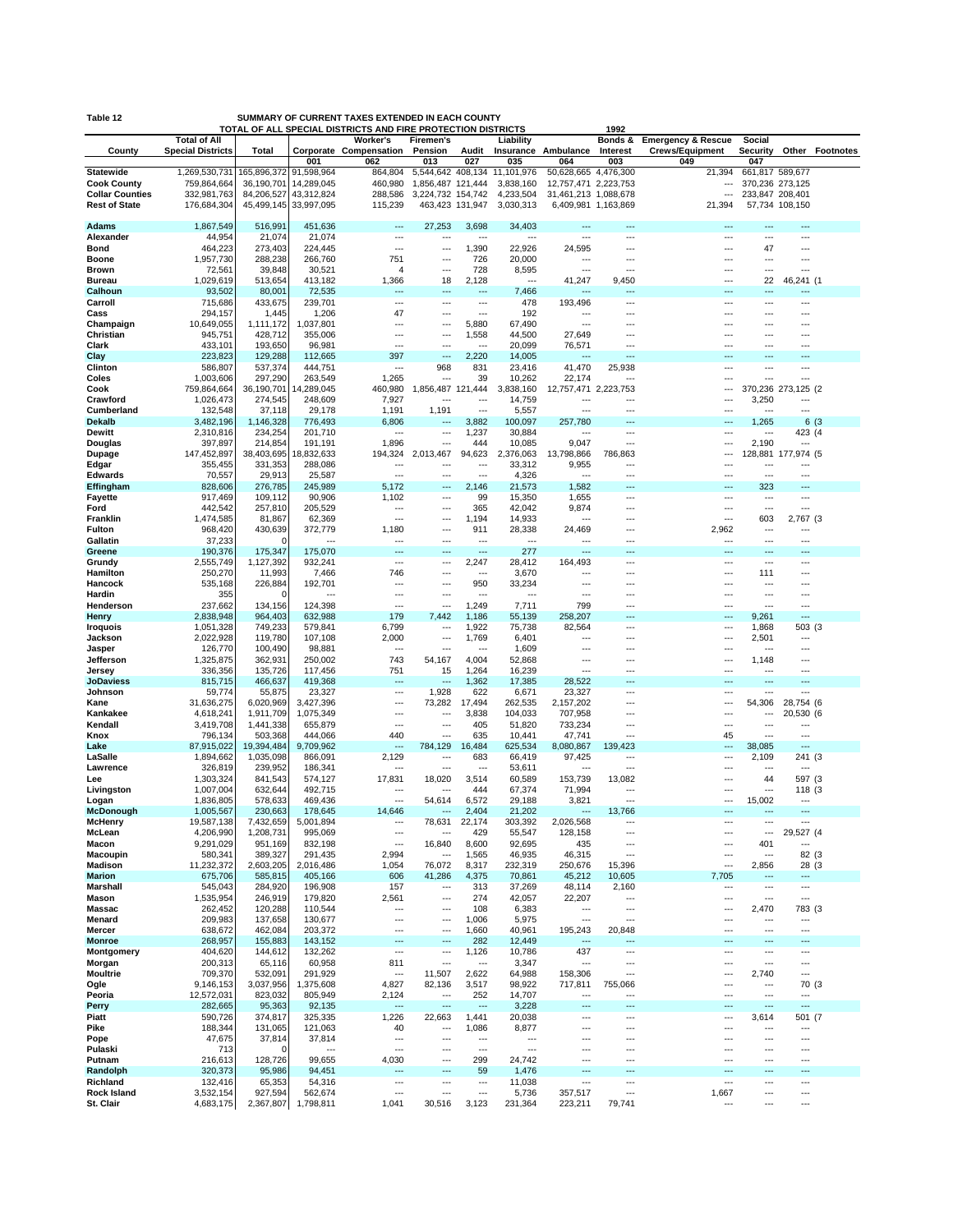**Table 12** — SUMMARY OF CURRENT TAXES EXTENDED IN EACH COUNTY

TOTAL OF ALL SPECIAL DISTRICTS AND FIRE PROTECTION DISTRICTS — 1992

| County | Total of All Special Districts | Total | Corporate | Worker's Compensation | Firemen's Pension | Audit | Liability Insurance | Ambulance | Bonds & Interest | Emergency & Rescue Crews/Equipment | Social Security | Other | Footnotes |
|---|---|---|---|---|---|---|---|---|---|---|---|---|---|
| | | | 001 | 062 | 013 | 027 | 035 | 064 | 003 | 049 | 047 | | |
| **Statewide** | 1,269,530,731 | 165,896,372 | 91,598,964 | 864,804 | 5,544,642 | 408,134 | 11,101,976 | 50,628,665 | 4,476,300 | 21,394 | 661,817 | 589,677 | |
| **Cook County** | 759,864,664 | 36,190,701 | 14,289,045 | 460,980 | 1,856,487 | 121,444 | 3,838,160 | 12,757,471 | 2,223,753 | --- | 370,236 | 273,125 | |
| **Collar Counties** | 332,981,763 | 84,206,527 | 43,312,824 | 288,586 | 3,224,732 | 154,742 | 4,233,504 | 31,461,213 | 1,088,678 | --- | 233,847 | 208,401 | |
| **Rest of State** | 176,684,304 | 45,499,145 | 33,997,095 | 115,239 | 463,423 | 131,947 | 3,030,313 | 6,409,981 | 1,163,869 | 21,394 | 57,734 | 108,150 | |
| **Adams** | 1,867,549 | 516,991 | 451,636 | --- | 27,253 | 3,698 | 34,403 | --- | --- | --- | --- | --- | |
| **Alexander** | 44,954 | 21,074 | 21,074 | --- | --- | --- | --- | --- | --- | --- | --- | --- | |
| **Bond** | 464,223 | 273,403 | 224,445 | --- | --- | 1,390 | 22,926 | 24,595 | --- | --- | 47 | --- | |
| **Boone** | 1,957,730 | 288,238 | 266,760 | 751 | --- | 726 | 20,000 | --- | --- | --- | --- | --- | |
| **Brown** | 72,561 | 39,848 | 30,521 | 4 | --- | 728 | 8,595 | --- | --- | --- | --- | --- | |
| **Bureau** | 1,029,619 | 513,654 | 413,182 | 1,366 | 18 | 2,128 | --- | 41,247 | 9,450 | --- | 22 | 46,241 | (1 |
| **Calhoun** | 93,502 | 80,001 | 72,535 | --- | --- | --- | 7,466 | --- | --- | --- | --- | --- | |
| **Carroll** | 715,686 | 433,675 | 239,701 | --- | --- | --- | 478 | 193,496 | --- | --- | --- | --- | |
| **Cass** | 294,157 | 1,445 | 1,206 | 47 | --- | --- | 192 | --- | --- | --- | --- | --- | |
| **Champaign** | 10,649,055 | 1,111,172 | 1,037,801 | --- | --- | 5,880 | 67,490 | --- | --- | --- | --- | --- | |
| **Christian** | 945,751 | 428,712 | 355,006 | --- | --- | 1,558 | 44,500 | 27,649 | --- | --- | --- | --- | |
| **Clark** | 433,101 | 193,650 | 96,981 | --- | --- | --- | 20,099 | 76,571 | --- | --- | --- | --- | |
| **Clay** | 223,823 | 129,288 | 112,665 | 397 | --- | 2,220 | 14,005 | --- | --- | --- | --- | --- | |
| **Clinton** | 586,807 | 537,374 | 444,751 | --- | 968 | 831 | 23,416 | 41,470 | 25,938 | --- | --- | --- | |
| **Coles** | 1,003,606 | 297,290 | 263,549 | 1,265 | --- | 39 | 10,262 | 22,174 | --- | --- | --- | --- | |
| **Cook** | 759,864,664 | 36,190,701 | 14,289,045 | 460,980 | 1,856,487 | 121,444 | 3,838,160 | 12,757,471 | 2,223,753 | --- | 370,236 | 273,125 | (2 |
| **Crawford** | 1,026,473 | 274,545 | 248,609 | 7,927 | --- | --- | 14,759 | --- | --- | --- | 3,250 | --- | |
| **Cumberland** | 132,548 | 37,118 | 29,178 | 1,191 | 1,191 | --- | 5,557 | --- | --- | --- | --- | --- | |
| **Dekalb** | 3,482,196 | 1,146,328 | 776,493 | 6,806 | --- | 3,882 | 100,097 | 257,780 | --- | --- | 1,265 | 6 | (3 |
| **Dewitt** | 2,310,816 | 234,254 | 201,710 | --- | --- | 1,237 | 30,884 | --- | --- | --- | --- | 423 | (4 |
| **Douglas** | 397,897 | 214,854 | 191,191 | 1,896 | --- | 444 | 10,085 | 9,047 | --- | --- | 2,190 | --- | |
| **Dupage** | 147,452,897 | 38,403,695 | 18,832,633 | 194,324 | 2,013,467 | 94,623 | 2,376,063 | 13,798,866 | 786,863 | --- | 128,881 | 177,974 | (5 |
| **Edgar** | 355,455 | 331,353 | 288,086 | --- | --- | --- | 33,312 | 9,955 | --- | --- | --- | --- | |
| **Edwards** | 70,557 | 29,913 | 25,587 | --- | --- | --- | 4,326 | --- | --- | --- | --- | --- | |
| **Effingham** | 828,606 | 276,785 | 245,989 | 5,172 | --- | 2,146 | 21,573 | 1,582 | --- | --- | 323 | --- | |
| **Fayette** | 917,469 | 109,112 | 90,906 | 1,102 | --- | 99 | 15,350 | 1,655 | --- | --- | --- | --- | |
| **Ford** | 442,542 | 257,810 | 205,529 | --- | --- | 365 | 42,042 | 9,874 | --- | --- | --- | --- | |
| **Franklin** | 1,474,585 | 81,867 | 62,369 | --- | --- | 1,194 | 14,933 | --- | --- | --- | 603 | 2,767 | (3 |
| **Fulton** | 968,420 | 430,639 | 372,779 | 1,180 | --- | 911 | 28,338 | 24,469 | --- | 2,962 | --- | --- | |
| **Gallatin** | 37,233 | 0 | --- | --- | --- | --- | --- | --- | --- | --- | --- | --- | |
| **Greene** | 190,376 | 175,347 | 175,070 | --- | --- | --- | 277 | --- | --- | --- | --- | --- | |
| **Grundy** | 2,555,749 | 1,127,392 | 932,241 | --- | --- | 2,247 | 28,412 | 164,493 | --- | --- | --- | --- | |
| **Hamilton** | 250,270 | 11,993 | 7,466 | 746 | --- | --- | 3,670 | --- | --- | --- | 111 | --- | |
| **Hancock** | 535,168 | 226,884 | 192,701 | --- | --- | 950 | 33,234 | --- | --- | --- | --- | --- | |
| **Hardin** | 355 | 0 | --- | --- | --- | --- | --- | --- | --- | --- | --- | --- | |
| **Henderson** | 237,662 | 134,156 | 124,398 | --- | --- | 1,249 | 7,711 | 799 | --- | --- | --- | --- | |
| **Henry** | 2,838,948 | 964,403 | 632,988 | 179 | 7,442 | 1,186 | 55,139 | 258,207 | --- | --- | 9,261 | --- | |
| **Iroquois** | 1,051,328 | 749,233 | 579,841 | 6,799 | --- | 1,922 | 75,738 | 82,564 | --- | --- | 1,868 | 503 | (3 |
| **Jackson** | 2,022,928 | 119,780 | 107,108 | 2,000 | --- | 1,769 | 6,401 | --- | --- | --- | 2,501 | --- | |
| **Jasper** | 126,770 | 100,490 | 98,881 | --- | --- | --- | 1,609 | --- | --- | --- | --- | --- | |
| **Jefferson** | 1,325,875 | 362,931 | 250,002 | 743 | 54,167 | 4,004 | 52,868 | --- | --- | --- | 1,148 | --- | |
| **Jersey** | 336,356 | 135,726 | 117,456 | 751 | 15 | 1,264 | 16,239 | --- | --- | --- | --- | --- | |
| **JoDaviess** | 815,715 | 466,637 | 419,368 | --- | --- | 1,362 | 17,385 | 28,522 | --- | --- | --- | --- | |
| **Johnson** | 59,774 | 55,875 | 23,327 | --- | 1,928 | 622 | 6,671 | 23,327 | --- | --- | --- | --- | |
| **Kane** | 31,636,275 | 6,020,969 | 3,427,396 | --- | 73,282 | 17,494 | 262,535 | 2,157,202 | --- | --- | 54,306 | 28,754 | (6 |
| **Kankakee** | 4,618,241 | 1,911,709 | 1,075,349 | --- | --- | 3,838 | 104,033 | 707,958 | --- | --- | --- | 20,530 | (6 |
| **Kendall** | 3,419,708 | 1,441,338 | 655,879 | --- | --- | 405 | 51,820 | 733,234 | --- | --- | --- | --- | |
| **Knox** | 796,134 | 503,368 | 444,066 | 440 | --- | 635 | 10,441 | 47,741 | --- | 45 | --- | --- | |
| **Lake** | 87,915,022 | 19,394,484 | 9,709,962 | --- | 784,129 | 16,484 | 625,534 | 8,080,867 | 139,423 | --- | 38,085 | --- | |
| **LaSalle** | 1,894,662 | 1,035,098 | 866,091 | 2,129 | --- | 683 | 66,419 | 97,425 | --- | --- | 2,109 | 241 | (3 |
| **Lawrence** | 326,819 | 239,952 | 186,341 | --- | --- | --- | 53,611 | --- | --- | --- | --- | --- | |
| **Lee** | 1,303,324 | 841,543 | 574,127 | 17,831 | 18,020 | 3,514 | 60,589 | 153,739 | 13,082 | --- | 44 | 597 | (3 |
| **Livingston** | 1,007,004 | 632,644 | 492,715 | --- | --- | 444 | 67,374 | 71,994 | --- | --- | --- | 118 | (3 |
| **Logan** | 1,836,805 | 578,633 | 469,436 | --- | 54,614 | 6,572 | 29,188 | 3,821 | --- | --- | 15,002 | --- | |
| **McDonough** | 1,005,567 | 230,663 | 178,645 | 14,646 | --- | 2,404 | 21,202 | --- | 13,766 | --- | --- | --- | |
| **McHenry** | 19,587,138 | 7,432,659 | 5,001,894 | --- | 78,631 | 22,174 | 303,392 | 2,026,568 | --- | --- | --- | --- | |
| **McLean** | 4,206,990 | 1,208,731 | 995,069 | --- | --- | 429 | 55,547 | 128,158 | --- | --- | --- | 29,527 | (4 |
| **Macon** | 9,291,029 | 951,169 | 832,198 | --- | 16,840 | 8,600 | 92,695 | 435 | --- | --- | 401 | --- | |
| **Macoupin** | 580,341 | 389,327 | 291,435 | 2,994 | --- | 1,565 | 46,935 | 46,315 | --- | --- | --- | 82 | (3 |
| **Madison** | 11,232,372 | 2,603,205 | 2,016,486 | 1,054 | 76,072 | 8,317 | 232,319 | 250,676 | 15,396 | --- | 2,856 | 28 | (3 |
| **Marion** | 675,706 | 585,815 | 405,166 | 606 | 41,286 | 4,375 | 70,861 | 45,212 | 10,605 | 7,705 | --- | --- | |
| **Marshall** | 545,043 | 284,920 | 196,908 | 157 | --- | 313 | 37,269 | 48,114 | 2,160 | --- | --- | --- | |
| **Mason** | 1,535,954 | 246,919 | 179,820 | 2,561 | --- | 274 | 42,057 | 22,207 | --- | --- | --- | --- | |
| **Massac** | 262,452 | 120,288 | 110,544 | --- | --- | 108 | 6,383 | --- | --- | --- | 2,470 | 783 | (3 |
| **Menard** | 209,983 | 137,658 | 130,677 | --- | --- | 1,006 | 5,975 | --- | --- | --- | --- | --- | |
| **Mercer** | 638,672 | 462,084 | 203,372 | --- | --- | 1,660 | 40,961 | 195,243 | 20,848 | --- | --- | --- | |
| **Monroe** | 268,957 | 155,883 | 143,152 | --- | --- | 282 | 12,449 | --- | --- | --- | --- | --- | |
| **Montgomery** | 404,620 | 144,612 | 132,262 | --- | --- | 1,126 | 10,786 | 437 | --- | --- | --- | --- | |
| **Morgan** | 200,313 | 65,116 | 60,958 | 811 | --- | --- | 3,347 | --- | --- | --- | --- | --- | |
| **Moultrie** | 709,370 | 532,091 | 291,929 | --- | 11,507 | 2,622 | 64,988 | 158,306 | --- | --- | 2,740 | --- | |
| **Ogle** | 9,146,153 | 3,037,956 | 1,375,608 | 4,827 | 82,136 | 3,517 | 98,922 | 717,811 | 755,066 | --- | --- | 70 | (3 |
| **Peoria** | 12,572,031 | 823,032 | 805,949 | 2,124 | --- | 252 | 14,707 | --- | --- | --- | --- | --- | |
| **Perry** | 282,665 | 95,363 | 92,135 | --- | --- | --- | 3,228 | --- | --- | --- | --- | --- | |
| **Piatt** | 590,726 | 374,817 | 325,335 | 1,226 | 22,663 | 1,441 | 20,038 | --- | --- | --- | 3,614 | 501 | (7 |
| **Pike** | 188,344 | 131,065 | 121,063 | 40 | --- | 1,086 | 8,877 | --- | --- | --- | --- | --- | |
| **Pope** | 47,675 | 37,814 | 37,814 | --- | --- | --- | --- | --- | --- | --- | --- | --- | |
| **Pulaski** | 713 | 0 | --- | --- | --- | --- | --- | --- | --- | --- | --- | --- | |
| **Putnam** | 216,613 | 128,726 | 99,655 | 4,030 | --- | 299 | 24,742 | --- | --- | --- | --- | --- | |
| **Randolph** | 320,373 | 95,986 | 94,451 | --- | --- | 59 | 1,476 | --- | --- | --- | --- | --- | |
| **Richland** | 132,416 | 65,353 | 54,316 | --- | --- | --- | 11,038 | --- | --- | --- | --- | --- | |
| **Rock Island** | 3,532,154 | 927,594 | 562,674 | --- | --- | --- | 5,736 | 357,517 | --- | 1,667 | --- | --- | |
| **St. Clair** | 4,683,175 | 2,367,807 | 1,798,811 | 1,041 | 30,516 | 3,123 | 231,364 | 223,211 | 79,741 | --- | --- | --- | |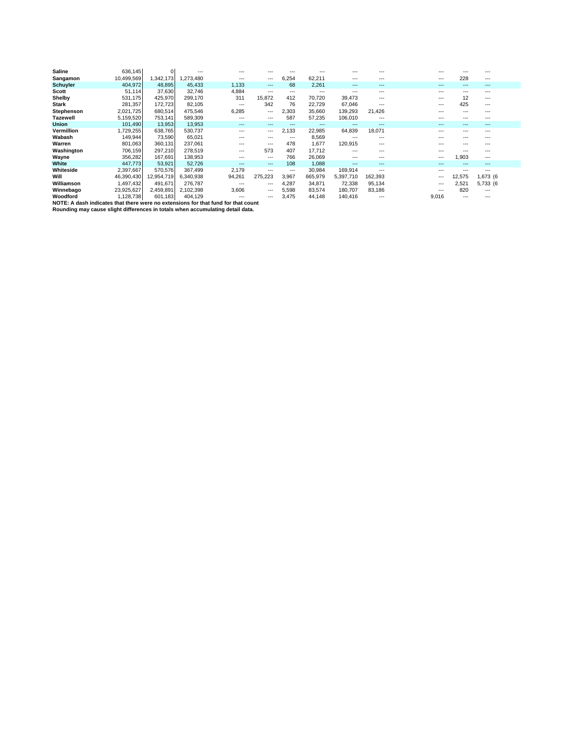| | | | | | | | | | | | | |
|---|---|---|---|---|---|---|---|---|---|---|---|---|
| **Saline** | 636,145 | 0 | --- | --- | --- | --- | --- | --- | --- | --- | --- | --- |
| **Sangamon** | 10,499,569 | 1,342,173 | 1,273,480 | --- | --- | 6,254 | 62,211 | --- | --- | --- | 228 | --- |
| **Schuyler** | 404,972 | 48,895 | 45,433 | 1,133 | --- | 68 | 2,261 | --- | --- | --- | --- | --- |
| **Scott** | 51,114 | 37,630 | 32,746 | 4,884 | --- | --- | --- | --- | --- | --- | --- | --- |
| **Shelby** | 531,175 | 425,970 | 299,170 | 311 | 15,872 | 412 | 70,720 | 39,473 | --- | --- | 12 | --- |
| **Stark** | 281,357 | 172,723 | 82,105 | --- | 342 | 76 | 22,729 | 67,046 | --- | --- | 425 | --- |
| **Stephenson** | 2,021,725 | 680,514 | 475,546 | 6,285 | --- | 2,303 | 35,660 | 139,293 | 21,426 | --- | --- | --- |
| **Tazewell** | 5,159,520 | 753,141 | 589,309 | --- | --- | 587 | 57,235 | 106,010 | --- | --- | --- | --- |
| **Union** | 101,490 | 13,953 | 13,953 | --- | --- | --- | --- | --- | --- | --- | --- | --- |
| **Vermillion** | 1,729,255 | 638,765 | 530,737 | --- | --- | 2,133 | 22,985 | 64,839 | 18,071 | --- | --- | --- |
| **Wabash** | 149,944 | 73,590 | 65,021 | --- | --- | --- | 8,569 | --- | --- | --- | --- | --- |
| **Warren** | 801,063 | 360,131 | 237,061 | --- | --- | 478 | 1,677 | 120,915 | --- | --- | --- | --- |
| **Washington** | 706,159 | 297,210 | 278,519 | --- | 573 | 407 | 17,712 | --- | --- | --- | --- | --- |
| **Wayne** | 356,282 | 167,691 | 138,953 | --- | --- | 766 | 26,069 | --- | --- | --- | 1,903 | --- |
| **White** | 447,773 | 53,921 | 52,726 | --- | --- | 108 | 1,088 | --- | --- | --- | --- | --- |
| **Whiteside** | 2,397,667 | 570,576 | 367,499 | 2,179 | --- | --- | 30,984 | 169,914 | --- | --- | --- | --- |
| **Will** | 46,390,430 | 12,954,719 | 6,340,938 | 94,261 | 275,223 | 3,967 | 665,979 | 5,397,710 | 162,393 | --- | 12,575 | 1,673 (6 |
| **Williamson** | 1,497,432 | 491,671 | 276,787 | --- | --- | 4,287 | 34,871 | 72,338 | 95,134 | --- | 2,521 | 5,733 (6 |
| **Winnebago** | 23,925,627 | 2,459,891 | 2,102,398 | 3,606 | --- | 5,598 | 83,574 | 180,707 | 83,186 | --- | 820 | --- |
| **Woodford** | 1,128,738 | 601,183 | 404,129 | --- | --- | 3,475 | 44,148 | 140,416 | --- | 9,016 | --- | --- |

**NOTE: A dash indicates that there were no extensions for that fund for that count**

**Rounding may cause slight differences in totals when accumulating detail data.**